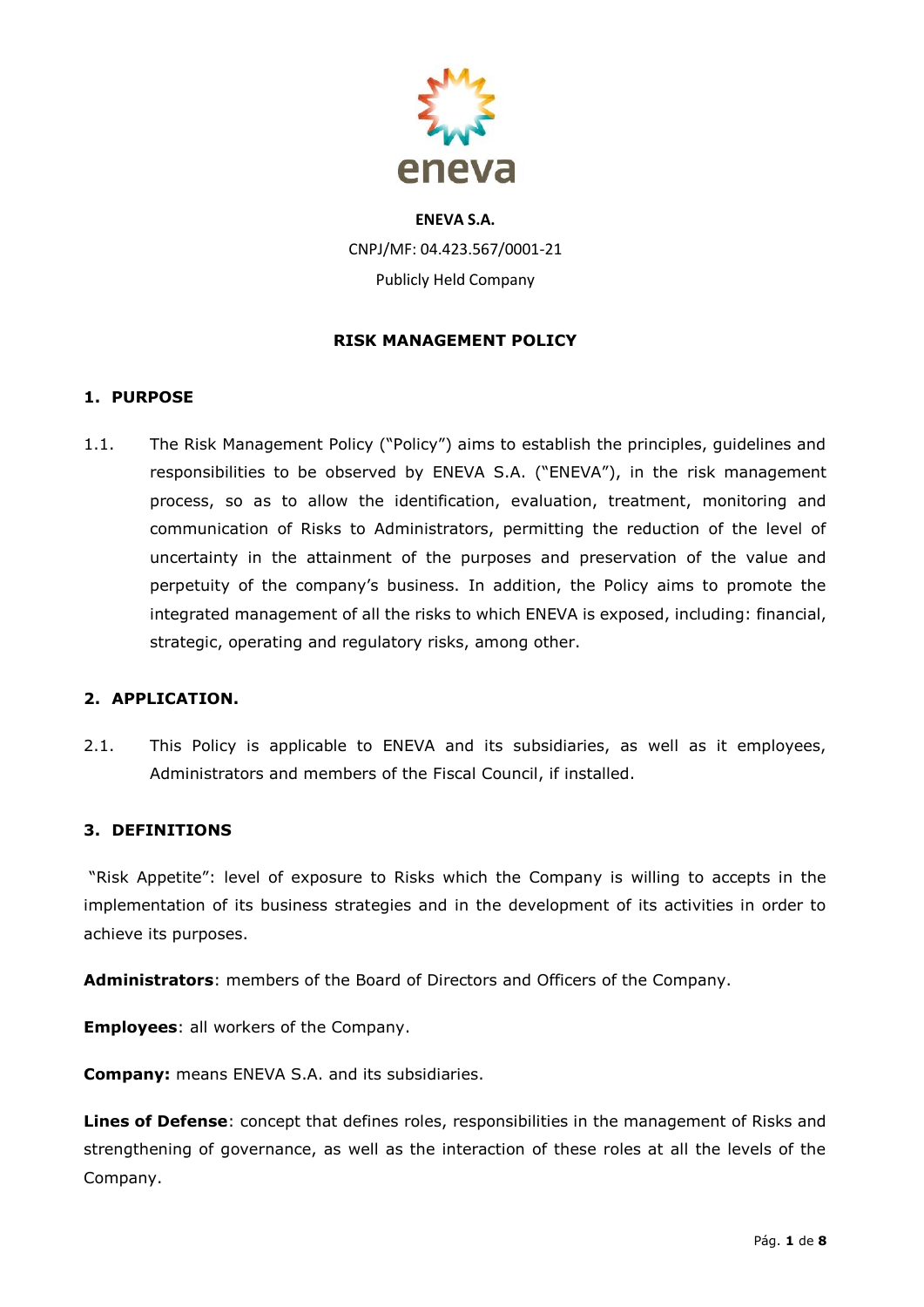**ENEVA S.A.**

CNPJ/MF: 04.423.567/0001-21

Publicly Held Company

**RISK MANAGEMENT POLICY**

## 1. PURPOSE

1.1. The Risk Management Policy ("Policy") aims to establish the principles, guidelines and responsibilities to be observed by ENEVA S.A. ("ENEVA"), in the risk management process, so as to allow the identification, evaluation, treatment, monitoring and communication of Risks to Administrators, permitting the reduction of the level of uncertainty in the attainment of the purposes and preservation of the value and perpetuity of the company's business. In addition, the Policy aims to promote the integrated management of all the risks to which ENEVA is exposed, including: financial, strategic, operating and regulatory risks, among other.

## 2. APPLICATION.

2.1. This Policy is applicable to ENEVA and its subsidiaries, as well as it employees, Administrators and members of the Fiscal Council, if installed.

## 3. DEFINITIONS

"Risk Appetite": level of exposure to Risks which the Company is willing to accepts in the implementation of its business strategies and in the development of its activities in order to achieve its purposes.

**Administrators**: members of the Board of Directors and Officers of the Company.

**Employees**: all workers of the Company.

**Company:** means ENEVA S.A. and its subsidiaries.

**Lines of Defense**: concept that defines roles, responsibilities in the management of Risks and strengthening of governance, as well as the interaction of these roles at all the levels of the Company.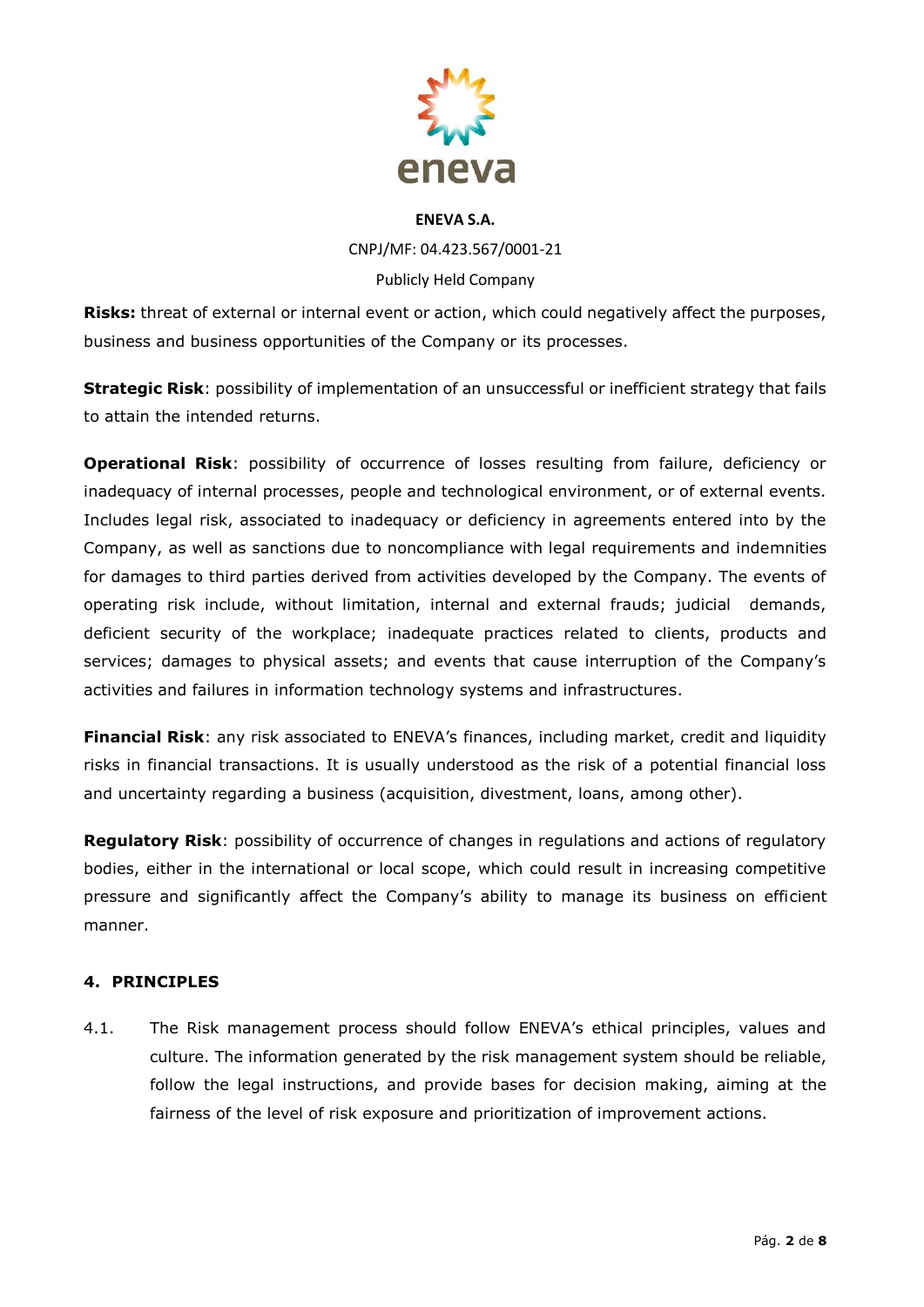**Risks:** threat of external or internal event or action, which could negatively affect the purposes, business and business opportunities of the Company or its processes.

**Strategic Risk**: possibility of implementation of an unsuccessful or inefficient strategy that fails to attain the intended returns.

**Operational Risk**: possibility of occurrence of losses resulting from failure, deficiency or inadequacy of internal processes, people and technological environment, or of external events. Includes legal risk, associated to inadequacy or deficiency in agreements entered into by the Company, as well as sanctions due to noncompliance with legal requirements and indemnities for damages to third parties derived from activities developed by the Company. The events of operating risk include, without limitation, internal and external frauds; judicial demands, deficient security of the workplace; inadequate practices related to clients, products and services; damages to physical assets; and events that cause interruption of the Company's activities and failures in information technology systems and infrastructures.

**Financial Risk**: any risk associated to ENEVA's finances, including market, credit and liquidity risks in financial transactions. It is usually understood as the risk of a potential financial loss and uncertainty regarding a business (acquisition, divestment, loans, among other).

**Regulatory Risk**: possibility of occurrence of changes in regulations and actions of regulatory bodies, either in the international or local scope, which could result in increasing competitive pressure and significantly affect the Company's ability to manage its business on efficient manner.

## 4. PRINCIPLES

4.1. The Risk management process should follow ENEVA's ethical principles, values and culture. The information generated by the risk management system should be reliable, follow the legal instructions, and provide bases for decision making, aiming at the fairness of the level of risk exposure and prioritization of improvement actions.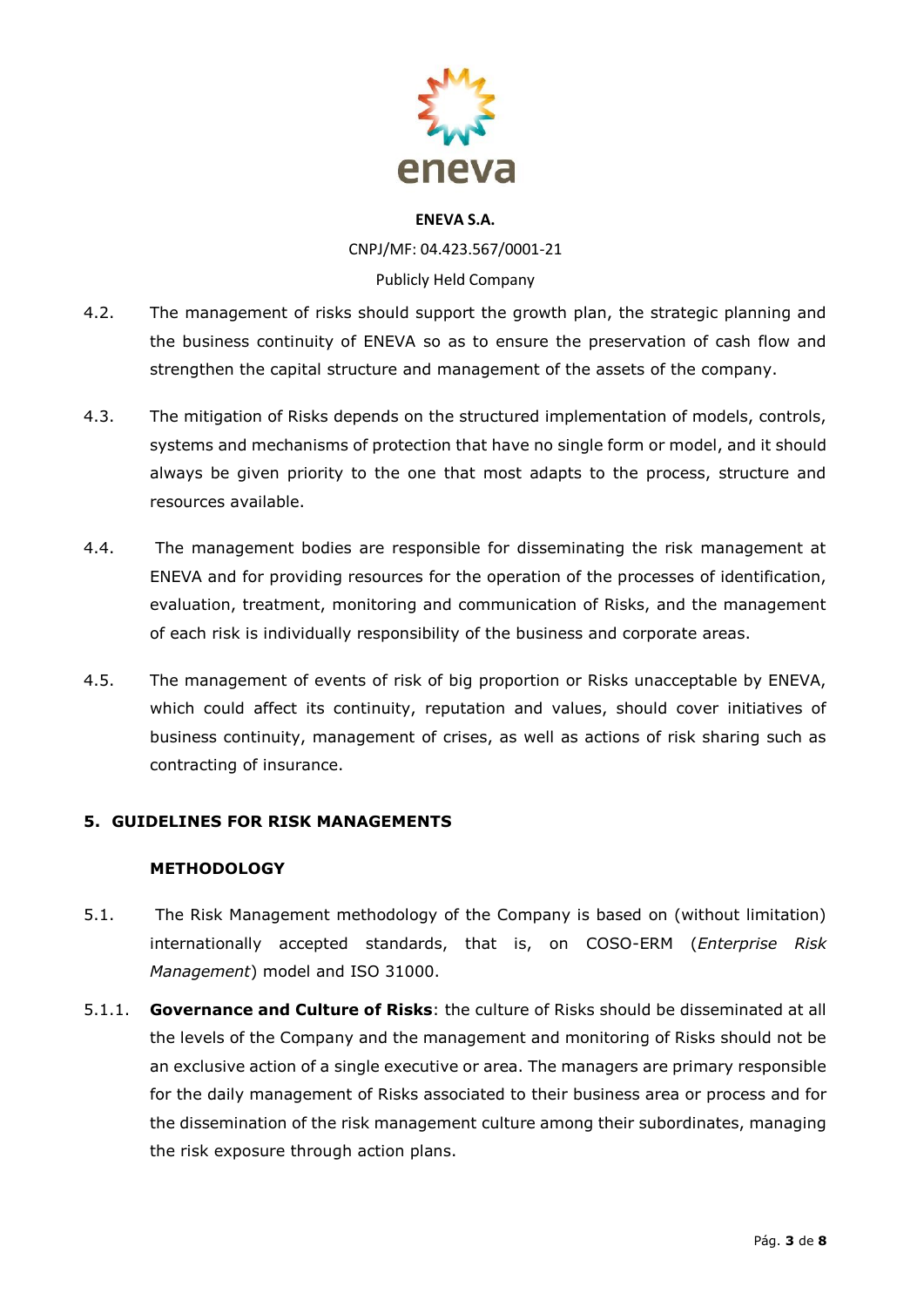4.2. The management of risks should support the growth plan, the strategic planning and the business continuity of ENEVA so as to ensure the preservation of cash flow and strengthen the capital structure and management of the assets of the company.

4.3. The mitigation of Risks depends on the structured implementation of models, controls, systems and mechanisms of protection that have no single form or model, and it should always be given priority to the one that most adapts to the process, structure and resources available.

4.4. The management bodies are responsible for disseminating the risk management at ENEVA and for providing resources for the operation of the processes of identification, evaluation, treatment, monitoring and communication of Risks, and the management of each risk is individually responsibility of the business and corporate areas.

4.5. The management of events of risk of big proportion or Risks unacceptable by ENEVA, which could affect its continuity, reputation and values, should cover initiatives of business continuity, management of crises, as well as actions of risk sharing such as contracting of insurance.

## 5. GUIDELINES FOR RISK MANAGEMENTS

### METHODOLOGY

5.1. The Risk Management methodology of the Company is based on (without limitation) internationally accepted standards, that is, on COSO-ERM (*Enterprise Risk Management*) model and ISO 31000.

5.1.1. **Governance and Culture of Risks**: the culture of Risks should be disseminated at all the levels of the Company and the management and monitoring of Risks should not be an exclusive action of a single executive or area. The managers are primary responsible for the daily management of Risks associated to their business area or process and for the dissemination of the risk management culture among their subordinates, managing the risk exposure through action plans.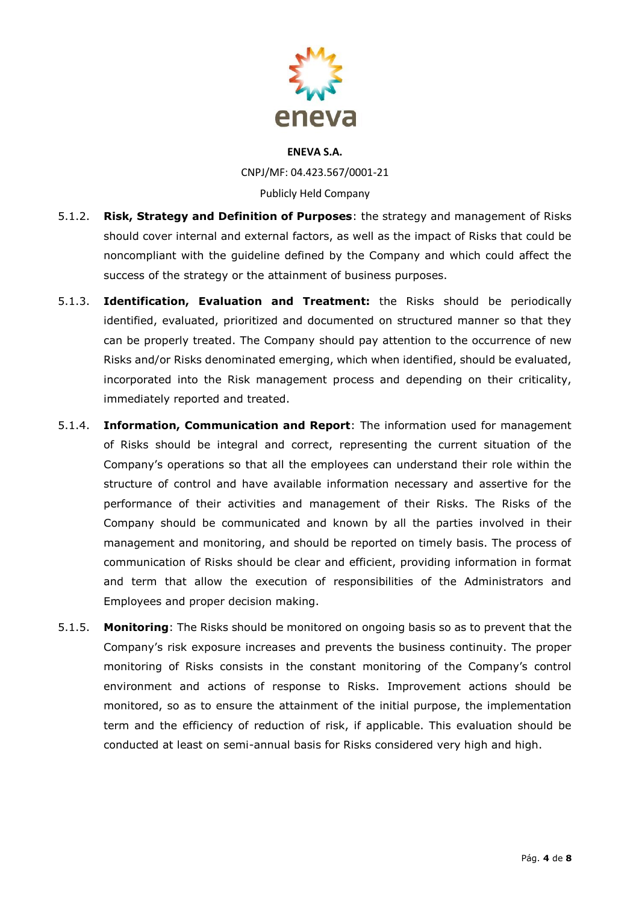5.1.2. **Risk, Strategy and Definition of Purposes**: the strategy and management of Risks should cover internal and external factors, as well as the impact of Risks that could be noncompliant with the guideline defined by the Company and which could affect the success of the strategy or the attainment of business purposes.

5.1.3. **Identification, Evaluation and Treatment:** the Risks should be periodically identified, evaluated, prioritized and documented on structured manner so that they can be properly treated. The Company should pay attention to the occurrence of new Risks and/or Risks denominated emerging, which when identified, should be evaluated, incorporated into the Risk management process and depending on their criticality, immediately reported and treated.

5.1.4. **Information, Communication and Report**: The information used for management of Risks should be integral and correct, representing the current situation of the Company's operations so that all the employees can understand their role within the structure of control and have available information necessary and assertive for the performance of their activities and management of their Risks. The Risks of the Company should be communicated and known by all the parties involved in their management and monitoring, and should be reported on timely basis. The process of communication of Risks should be clear and efficient, providing information in format and term that allow the execution of responsibilities of the Administrators and Employees and proper decision making.

5.1.5. **Monitoring**: The Risks should be monitored on ongoing basis so as to prevent that the Company's risk exposure increases and prevents the business continuity. The proper monitoring of Risks consists in the constant monitoring of the Company's control environment and actions of response to Risks. Improvement actions should be monitored, so as to ensure the attainment of the initial purpose, the implementation term and the efficiency of reduction of risk, if applicable. This evaluation should be conducted at least on semi-annual basis for Risks considered very high and high.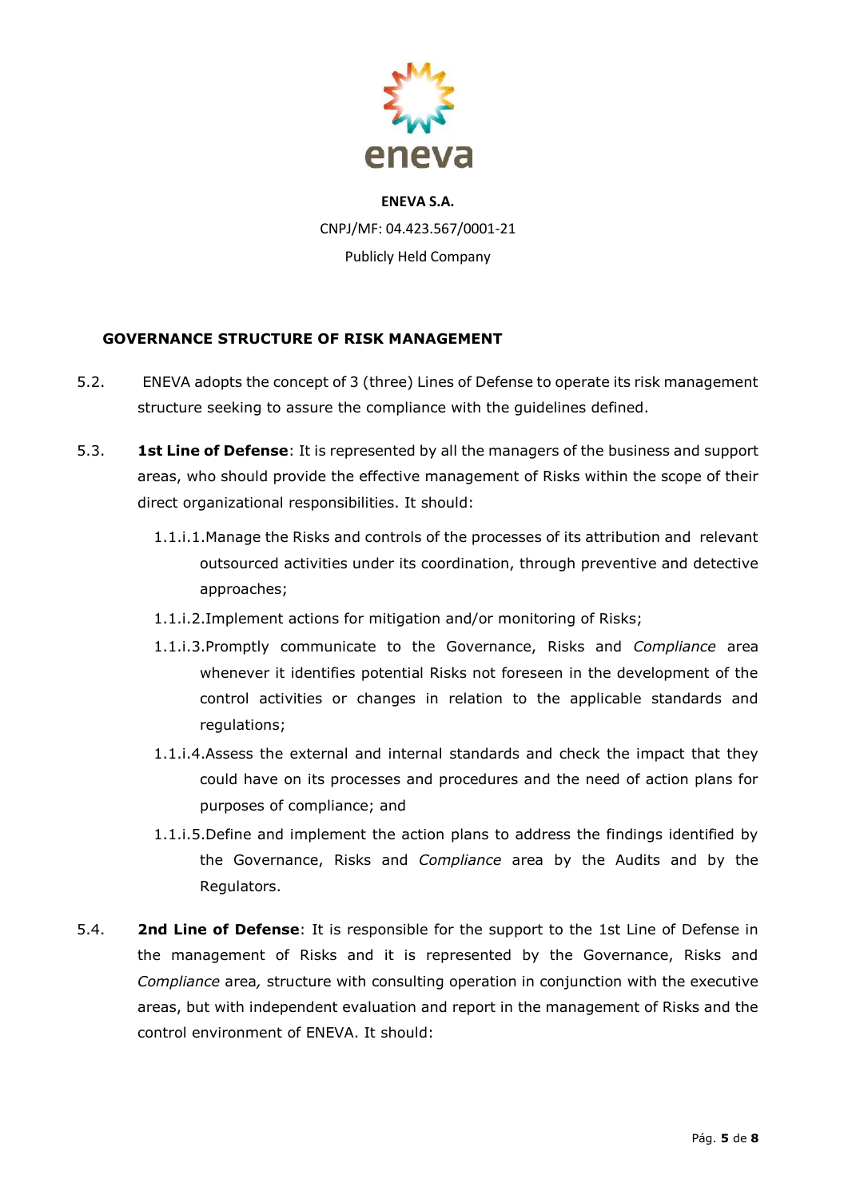**ENEVA S.A.**

CNPJ/MF: 04.423.567/0001-21

Publicly Held Company

## GOVERNANCE STRUCTURE OF RISK MANAGEMENT

5.2. ENEVA adopts the concept of 3 (three) Lines of Defense to operate its risk management structure seeking to assure the compliance with the guidelines defined.

5.3. **1st Line of Defense**: It is represented by all the managers of the business and support areas, who should provide the effective management of Risks within the scope of their direct organizational responsibilities. It should:

- 1.1.i.1. Manage the Risks and controls of the processes of its attribution and relevant outsourced activities under its coordination, through preventive and detective approaches;
- 1.1.i.2. Implement actions for mitigation and/or monitoring of Risks;
- 1.1.i.3. Promptly communicate to the Governance, Risks and *Compliance* area whenever it identifies potential Risks not foreseen in the development of the control activities or changes in relation to the applicable standards and regulations;
- 1.1.i.4. Assess the external and internal standards and check the impact that they could have on its processes and procedures and the need of action plans for purposes of compliance; and
- 1.1.i.5. Define and implement the action plans to address the findings identified by the Governance, Risks and *Compliance* area by the Audits and by the Regulators.

5.4. **2nd Line of Defense**: It is responsible for the support to the 1st Line of Defense in the management of Risks and it is represented by the Governance, Risks and *Compliance* area*,* structure with consulting operation in conjunction with the executive areas, but with independent evaluation and report in the management of Risks and the control environment of ENEVA. It should: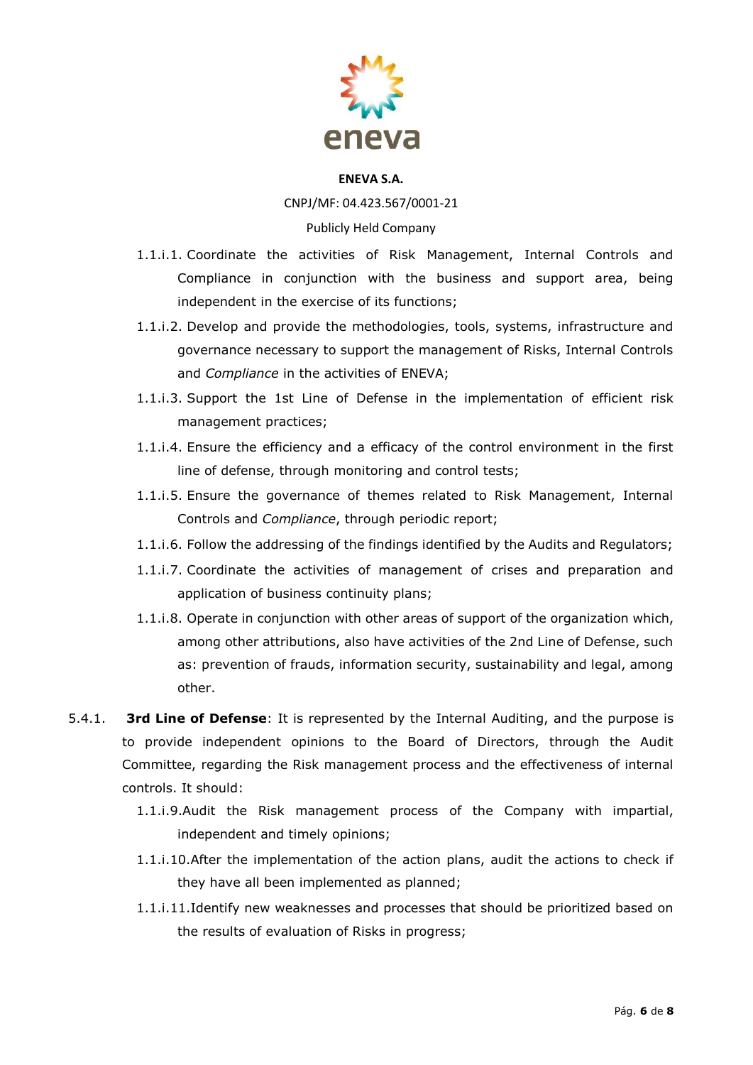1.1.i.1. Coordinate the activities of Risk Management, Internal Controls and Compliance in conjunction with the business and support area, being independent in the exercise of its functions;

1.1.i.2. Develop and provide the methodologies, tools, systems, infrastructure and governance necessary to support the management of Risks, Internal Controls and *Compliance* in the activities of ENEVA;

1.1.i.3. Support the 1st Line of Defense in the implementation of efficient risk management practices;

1.1.i.4. Ensure the efficiency and a efficacy of the control environment in the first line of defense, through monitoring and control tests;

1.1.i.5. Ensure the governance of themes related to Risk Management, Internal Controls and *Compliance*, through periodic report;

1.1.i.6. Follow the addressing of the findings identified by the Audits and Regulators;

1.1.i.7. Coordinate the activities of management of crises and preparation and application of business continuity plans;

1.1.i.8. Operate in conjunction with other areas of support of the organization which, among other attributions, also have activities of the 2nd Line of Defense, such as: prevention of frauds, information security, sustainability and legal, among other.

5.4.1. **3rd Line of Defense**: It is represented by the Internal Auditing, and the purpose is to provide independent opinions to the Board of Directors, through the Audit Committee, regarding the Risk management process and the effectiveness of internal controls. It should:

1.1.i.9. Audit the Risk management process of the Company with impartial, independent and timely opinions;

1.1.i.10. After the implementation of the action plans, audit the actions to check if they have all been implemented as planned;

1.1.i.11. Identify new weaknesses and processes that should be prioritized based on the results of evaluation of Risks in progress;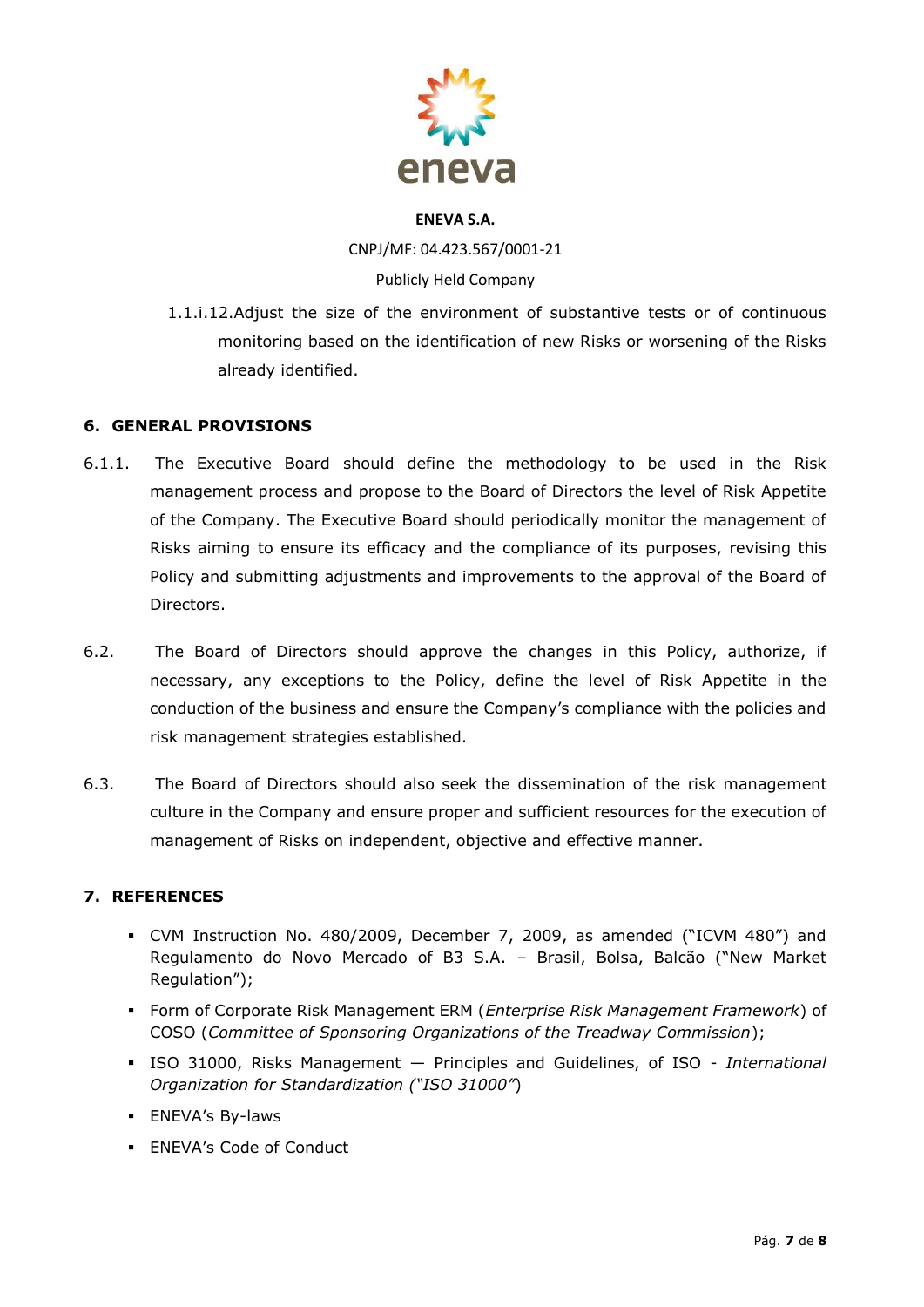1.1.i.12. Adjust the size of the environment of substantive tests or of continuous monitoring based on the identification of new Risks or worsening of the Risks already identified.

## 6. GENERAL PROVISIONS

6.1.1. The Executive Board should define the methodology to be used in the Risk management process and propose to the Board of Directors the level of Risk Appetite of the Company. The Executive Board should periodically monitor the management of Risks aiming to ensure its efficacy and the compliance of its purposes, revising this Policy and submitting adjustments and improvements to the approval of the Board of Directors.

6.2. The Board of Directors should approve the changes in this Policy, authorize, if necessary, any exceptions to the Policy, define the level of Risk Appetite in the conduction of the business and ensure the Company's compliance with the policies and risk management strategies established.

6.3. The Board of Directors should also seek the dissemination of the risk management culture in the Company and ensure proper and sufficient resources for the execution of management of Risks on independent, objective and effective manner.

## 7. REFERENCES

- CVM Instruction No. 480/2009, December 7, 2009, as amended ("ICVM 480") and Regulamento do Novo Mercado of B3 S.A. – Brasil, Bolsa, Balcão ("New Market Regulation");
- Form of Corporate Risk Management ERM (*Enterprise Risk Management Framework*) of COSO (*Committee of Sponsoring Organizations of the Treadway Commission*);
- ISO 31000, Risks Management — Principles and Guidelines, of ISO - *International Organization for Standardization ("ISO 31000"*)
- ENEVA's By-laws
- ENEVA's Code of Conduct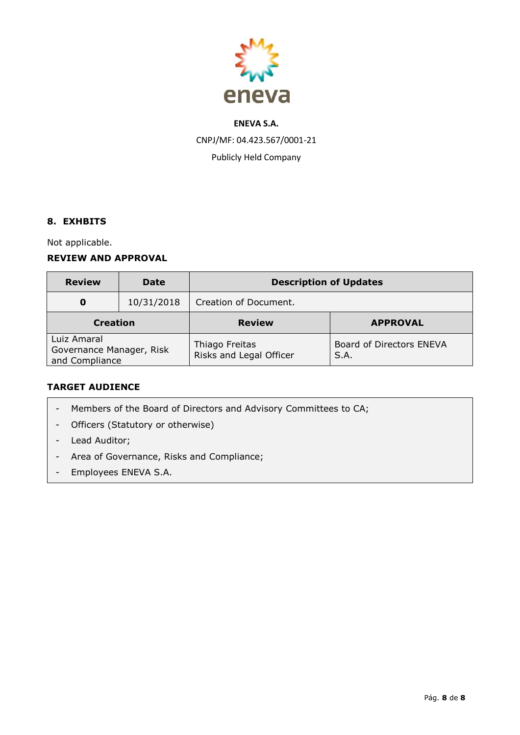**ENEVA S.A.**

CNPJ/MF: 04.423.567/0001-21

Publicly Held Company

## 8. EXHBITS

Not applicable.

**REVIEW AND APPROVAL**

| Review | Date | Description of Updates | |
|---|---|---|---|
| **0** | 10/31/2018 | Creation of Document. | |
| **Creation** | | **Review** | **APPROVAL** |
| Luiz Amaral<br>Governance Manager, Risk and Compliance | | Thiago Freitas<br>Risks and Legal Officer | Board of Directors ENEVA S.A. |

**TARGET AUDIENCE**

- Members of the Board of Directors and Advisory Committees to CA;
- Officers (Statutory or otherwise)
- Lead Auditor;
- Area of Governance, Risks and Compliance;
- Employees ENEVA S.A.